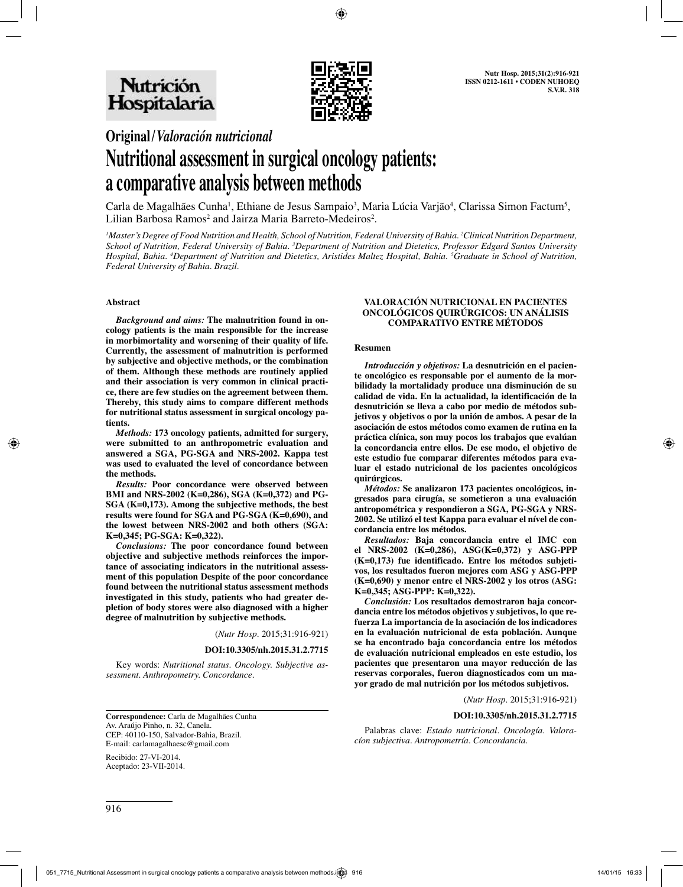# Original/*Valoración nutricional*

# Nutritional assessment in surgical oncology patients: a comparative analysis between methods

Carla de Magalhães Cunha[1], Ethiane de Jesus Sampaio[3], Maria Lúcia Varjão[4], Clarissa Simon Factum[5], Lilian Barbosa Ramos[2] and Jairza Maria Barreto-Medeiros[2].

*[1]Master's Degree of Food Nutrition and Health, School of Nutrition, Federal University of Bahia. [2]Clinical Nutrition Department, School of Nutrition, Federal University of Bahia. [3]Department of Nutrition and Dietetics, Professor Edgard Santos University Hospital, Bahia. [4]Department of Nutrition and Dietetics, Aristides Maltez Hospital, Bahia. [5]Graduate in School of Nutrition, Federal University of Bahia. Brazil.*

## Abstract

***Background and aims:*** **The malnutrition found in oncology patients is the main responsible for the increase in morbimortality and worsening of their quality of life. Currently, the assessment of malnutrition is performed by subjective and objective methods, or the combination of them. Although these methods are routinely applied and their association is very common in clinical practice, there are few studies on the agreement between them. Thereby, this study aims to compare different methods for nutritional status assessment in surgical oncology patients.**

***Methods:*** **173 oncology patients, admitted for surgery, were submitted to an anthropometric evaluation and answered a SGA, PG-SGA and NRS-2002. Kappa test was used to evaluated the level of concordance between the methods.**

***Results:*** **Poor concordance were observed between BMI and NRS-2002 (K=0,286), SGA (K=0,372) and PG-SGA (K=0,173). Among the subjective methods, the best results were found for SGA and PG-SGA (K=0,690), and the lowest between NRS-2002 and both others (SGA: K=0,345; PG-SGA: K=0,322).**

***Conclusions:*** **The poor concordance found between objective and subjective methods reinforces the importance of associating indicators in the nutritional assessment of this population Despite of the poor concordance found between the nutritional status assessment methods investigated in this study, patients who had greater depletion of body stores were also diagnosed with a higher degree of malnutrition by subjective methods.**

(*Nutr Hosp.* 2015;31:916-921)

**DOI:10.3305/nh.2015.31.2.7715**

Key words: *Nutritional status. Oncology. Subjective assessment. Anthropometry. Concordance.*

## VALORACIÓN NUTRICIONAL EN PACIENTES ONCOLÓGICOS QUIRÚRGICOS: UN ANÁLISIS COMPARATIVO ENTRE MÉTODOS

### Resumen

***Introducción y objetivos:*** **La desnutrición en el paciente oncológico es responsable por el aumento de la morbilidady la mortalidady produce una disminución de su calidad de vida. En la actualidad, la identificación de la desnutrición se lleva a cabo por medio de métodos subjetivos y objetivos o por la unión de ambos. A pesar de la asociación de estos métodos como examen de rutina en la práctica clínica, son muy pocos los trabajos que evalúan la concordancia entre ellos. De ese modo, el objetivo de este estudio fue comparar diferentes métodos para evaluar el estado nutricional de los pacientes oncológicos quirúrgicos.**

***Métodos:*** **Se analizaron 173 pacientes oncológicos, ingresados para cirugía, se sometieron a una evaluación antropométrica y respondieron a SGA, PG-SGA y NRS-2002. Se utilizó el test Kappa para evaluar el nível de concordancia entre los métodos.**

***Resultados:*** **Baja concordancia entre el IMC con el NRS-2002 (K=0,286), ASG(K=0,372) y ASG-PPP (K=0,173) fue identificado. Entre los métodos subjetivos, los resultados fueron mejores com ASG y ASG-PPP (K=0,690) y menor entre el NRS-2002 y los otros (ASG: K=0,345; ASG-PPP: K=0,322).**

***Conclusión:*** **Los resultados demostraron baja concordancia entre los métodos objetivos y subjetivos, lo que refuerza La importancia de la asociación de los indicadores en la evaluación nutricional de esta población. Aunque se ha encontrado baja concordancia entre los métodos de evaluación nutricional empleados en este estudio, los pacientes que presentaron una mayor reducción de las reservas corporales, fueron diagnosticados com un mayor grado de mal nutrición por los métodos subjetivos.**

(*Nutr Hosp.* 2015;31:916-921)

**DOI:10.3305/nh.2015.31.2.7715**

Palabras clave: *Estado nutricional. Oncología. Valoracíon subjectiva. Antropometría. Concordancia.*

---

**Correspondence:** Carla de Magalhães Cunha
Av. Araújo Pinho, n. 32, Canela.
CEP: 40110-150, Salvador-Bahia, Brazil.
E-mail: carlamagalhaesc@gmail.com

Recibido: 27-VI-2014.
Aceptado: 23-VII-2014.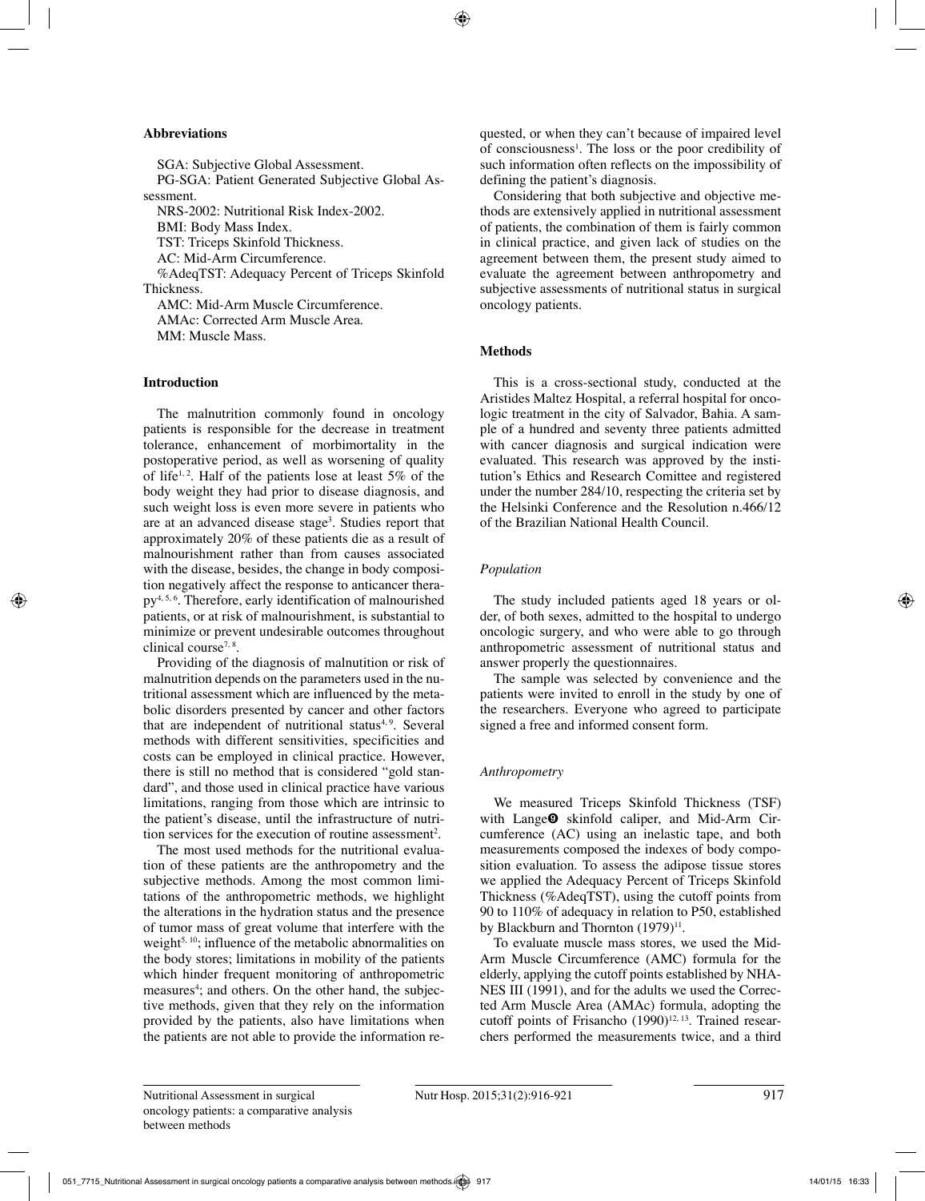### Abbreviations

SGA: Subjective Global Assessment.

PG-SGA: Patient Generated Subjective Global Assessment.

NRS-2002: Nutritional Risk Index-2002.

BMI: Body Mass Index.

TST: Triceps Skinfold Thickness.

AC: Mid-Arm Circumference.

%AdeqTST: Adequacy Percent of Triceps Skinfold Thickness.

AMC: Mid-Arm Muscle Circumference.

AMAc: Corrected Arm Muscle Area.

MM: Muscle Mass.

### Introduction

The malnutrition commonly found in oncology patients is responsible for the decrease in treatment tolerance, enhancement of morbimortality in the postoperative period, as well as worsening of quality of life[1, 2]. Half of the patients lose at least 5% of the body weight they had prior to disease diagnosis, and such weight loss is even more severe in patients who are at an advanced disease stage[3]. Studies report that approximately 20% of these patients die as a result of malnourishment rather than from causes associated with the disease, besides, the change in body composition negatively affect the response to anticancer therapy[4, 5, 6]. Therefore, early identification of malnourished patients, or at risk of malnourishment, is substantial to minimize or prevent undesirable outcomes throughout clinical course[7, 8].

Providing of the diagnosis of malnutition or risk of malnutrition depends on the parameters used in the nutritional assessment which are influenced by the metabolic disorders presented by cancer and other factors that are independent of nutritional status[4, 9]. Several methods with different sensitivities, specificities and costs can be employed in clinical practice. However, there is still no method that is considered "gold standard", and those used in clinical practice have various limitations, ranging from those which are intrinsic to the patient's disease, until the infrastructure of nutrition services for the execution of routine assessment[2].

The most used methods for the nutritional evaluation of these patients are the anthropometry and the subjective methods. Among the most common limitations of the anthropometric methods, we highlight the alterations in the hydration status and the presence of tumor mass of great volume that interfere with the weight[5, 10]; influence of the metabolic abnormalities on the body stores; limitations in mobility of the patients which hinder frequent monitoring of anthropometric measures[4]; and others. On the other hand, the subjective methods, given that they rely on the information provided by the patients, also have limitations when the patients are not able to provide the information requested, or when they can't because of impaired level of consciousness[1]. The loss or the poor credibility of such information often reflects on the impossibility of defining the patient's diagnosis.

Considering that both subjective and objective methods are extensively applied in nutritional assessment of patients, the combination of them is fairly common in clinical practice, and given lack of studies on the agreement between them, the present study aimed to evaluate the agreement between anthropometry and subjective assessments of nutritional status in surgical oncology patients.

### Methods

This is a cross-sectional study, conducted at the Aristides Maltez Hospital, a referral hospital for oncologic treatment in the city of Salvador, Bahia. A sample of a hundred and seventy three patients admitted with cancer diagnosis and surgical indication were evaluated. This research was approved by the institution's Ethics and Research Comittee and registered under the number 284/10, respecting the criteria set by the Helsinki Conference and the Resolution n.466/12 of the Brazilian National Health Council.

#### *Population*

The study included patients aged 18 years or older, of both sexes, admitted to the hospital to undergo oncologic surgery, and who were able to go through anthropometric assessment of nutritional status and answer properly the questionnaires.

The sample was selected by convenience and the patients were invited to enroll in the study by one of the researchers. Everyone who agreed to participate signed a free and informed consent form.

#### *Anthropometry*

We measured Triceps Skinfold Thickness (TSF) with Lange® skinfold caliper, and Mid-Arm Circumference (AC) using an inelastic tape, and both measurements composed the indexes of body composition evaluation. To assess the adipose tissue stores we applied the Adequacy Percent of Triceps Skinfold Thickness (%AdeqTST), using the cutoff points from 90 to 110% of adequacy in relation to P50, established by Blackburn and Thornton (1979)[11].

To evaluate muscle mass stores, we used the Mid-Arm Muscle Circumference (AMC) formula for the elderly, applying the cutoff points established by NHANES III (1991), and for the adults we used the Corrected Arm Muscle Area (AMAc) formula, adopting the cutoff points of Frisancho (1990)[12, 13]. Trained researchers performed the measurements twice, and a third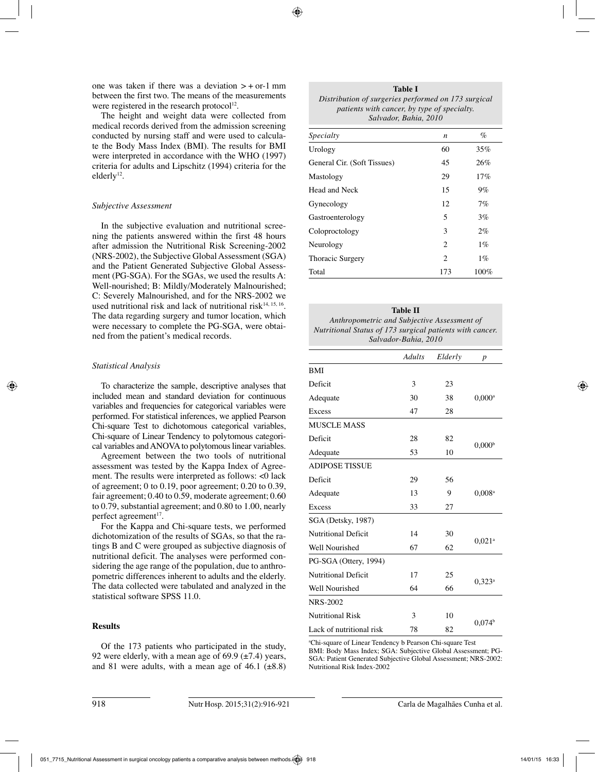one was taken if there was a deviation > + or-1 mm between the first two. The means of the measurements were registered in the research protocol[12].

The height and weight data were collected from medical records derived from the admission screening conducted by nursing staff and were used to calculate the Body Mass Index (BMI). The results for BMI were interpreted in accordance with the WHO (1997) criteria for adults and Lipschitz (1994) criteria for the elderly[12].

### *Subjective Assessment*

In the subjective evaluation and nutritional screening the patients answered within the first 48 hours after admission the Nutritional Risk Screening-2002 (NRS-2002), the Subjective Global Assessment (SGA) and the Patient Generated Subjective Global Assessment (PG-SGA). For the SGAs, we used the results A: Well-nourished; B: Mildly/Moderately Malnourished; C: Severely Malnourished, and for the NRS-2002 we used nutritional risk and lack of nutritional risk[14, 15, 16]. The data regarding surgery and tumor location, which were necessary to complete the PG-SGA, were obtained from the patient's medical records.

### *Statistical Analysis*

To characterize the sample, descriptive analyses that included mean and standard deviation for continuous variables and frequencies for categorical variables were performed. For statistical inferences, we applied Pearson Chi-square Test to dichotomous categorical variables, Chi-square of Linear Tendency to polytomous categorical variables and ANOVA to polytomous linear variables.

Agreement between the two tools of nutritional assessment was tested by the Kappa Index of Agreement. The results were interpreted as follows: <0 lack of agreement; 0 to 0.19, poor agreement; 0.20 to 0.39, fair agreement; 0.40 to 0.59, moderate agreement; 0.60 to 0.79, substantial agreement; and 0.80 to 1.00, nearly perfect agreement[17].

For the Kappa and Chi-square tests, we performed dichotomization of the results of SGAs, so that the ratings B and C were grouped as subjective diagnosis of nutritional deficit. The analyses were performed considering the age range of the population, due to anthropometric differences inherent to adults and the elderly. The data collected were tabulated and analyzed in the statistical software SPSS 11.0.

## Results

Of the 173 patients who participated in the study, 92 were elderly, with a mean age of 69.9 (±7.4) years, and 81 were adults, with a mean age of 46.1 (±8.8)

**Table I**
*Distribution of surgeries performed on 173 surgical patients with cancer, by type of specialty. Salvador, Bahia, 2010*

| *Specialty* | *n* | *%* |
|---|---|---|
| Urology | 60 | 35% |
| General Cir. (Soft Tissues) | 45 | 26% |
| Mastology | 29 | 17% |
| Head and Neck | 15 | 9% |
| Gynecology | 12 | 7% |
| Gastroenterology | 5 | 3% |
| Coloproctology | 3 | 2% |
| Neurology | 2 | 1% |
| Thoracic Surgery | 2 | 1% |
| Total | 173 | 100% |

**Table II**
*Anthropometric and Subjective Assessment of Nutritional Status of 173 surgical patients with cancer. Salvador-Bahia, 2010*

| | *Adults* | *Elderly* | *p* |
|---|---|---|---|
| BMI | | | |
| Deficit | 3 | 23 | |
| Adequate | 30 | 38 | 0,000[a] |
| Excess | 47 | 28 | |
| MUSCLE MASS | | | |
| Deficit | 28 | 82 | 0,000[b] |
| Adequate | 53 | 10 | |
| ADIPOSE TISSUE | | | |
| Deficit | 29 | 56 | |
| Adequate | 13 | 9 | 0,008[a] |
| Excess | 33 | 27 | |
| SGA (Detsky, 1987) | | | |
| Nutritional Deficit | 14 | 30 | 0,021[a] |
| Well Nourished | 67 | 62 | |
| PG-SGA (Ottery, 1994) | | | |
| Nutritional Deficit | 17 | 25 | 0,323[a] |
| Well Nourished | 64 | 66 | |
| NRS-2002 | | | |
| Nutritional Risk | 3 | 10 | 0,074[b] |
| Lack of nutritional risk | 78 | 82 | |

[a]Chi-square of Linear Tendency b Pearson Chi-square Test
BMI: Body Mass Index; SGA: Subjective Global Assessment; PG-SGA: Patient Generated Subjective Global Assessment; NRS-2002: Nutritional Risk Index-2002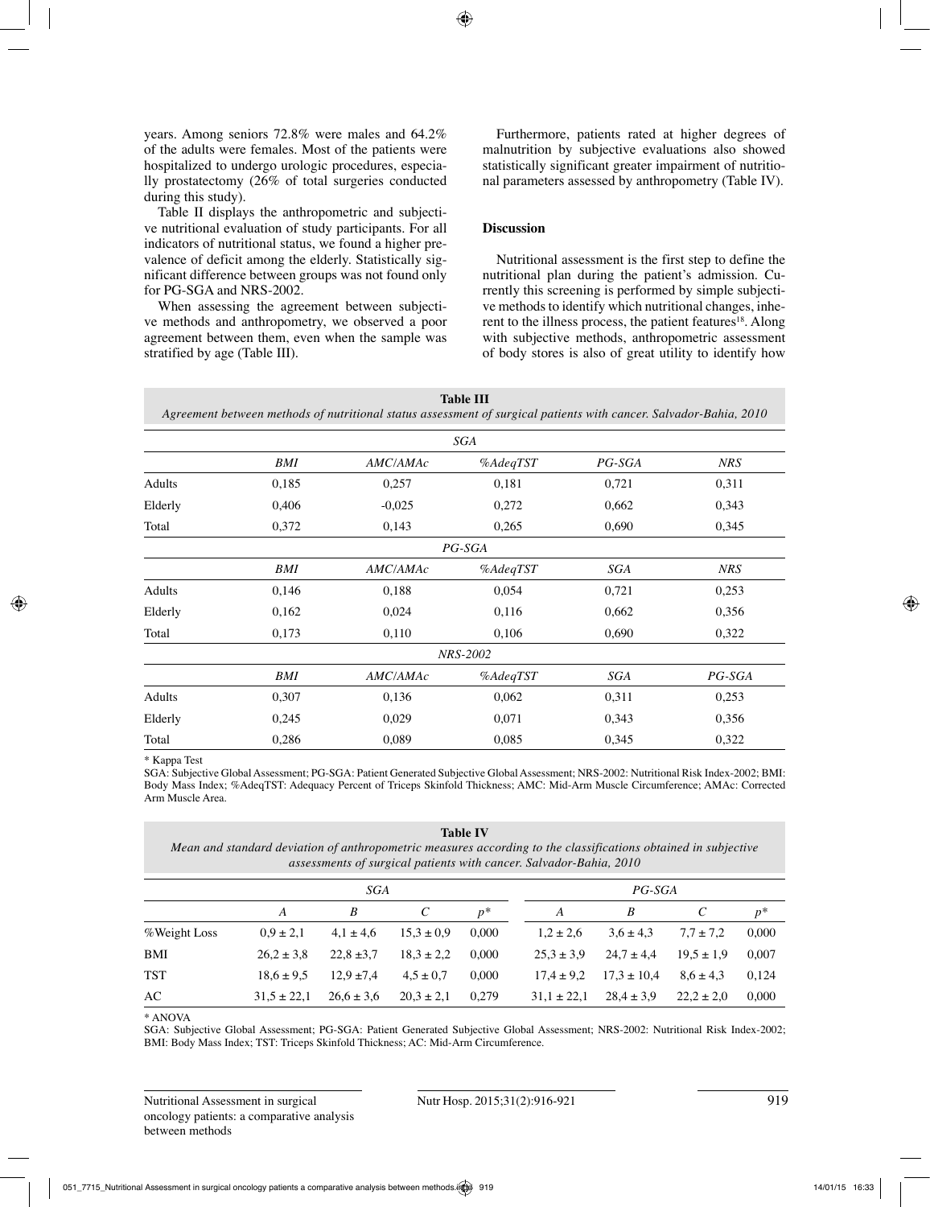years. Among seniors 72.8% were males and 64.2% of the adults were females. Most of the patients were hospitalized to undergo urologic procedures, especially prostatectomy (26% of total surgeries conducted during this study).

Table II displays the anthropometric and subjective nutritional evaluation of study participants. For all indicators of nutritional status, we found a higher prevalence of deficit among the elderly. Statistically significant difference between groups was not found only for PG-SGA and NRS-2002.

When assessing the agreement between subjective methods and anthropometry, we observed a poor agreement between them, even when the sample was stratified by age (Table III).

Furthermore, patients rated at higher degrees of malnutrition by subjective evaluations also showed statistically significant greater impairment of nutritional parameters assessed by anthropometry (Table IV).

## Discussion

Nutritional assessment is the first step to define the nutritional plan during the patient's admission. Currently this screening is performed by simple subjective methods to identify which nutritional changes, inherent to the illness process, the patient features[18]. Along with subjective methods, anthropometric assessment of body stores is also of great utility to identify how

**Table III**
*Agreement between methods of nutritional status assessment of surgical patients with cancer. Salvador-Bahia, 2010*

| | *SGA* | | | | |
|---|---|---|---|---|---|
| | *BMI* | *AMC/AMAc* | *%AdeqTST* | *PG-SGA* | *NRS* |
| Adults | 0,185 | 0,257 | 0,181 | 0,721 | 0,311 |
| Elderly | 0,406 | -0,025 | 0,272 | 0,662 | 0,343 |
| Total | 0,372 | 0,143 | 0,265 | 0,690 | 0,345 |
| | *PG-SGA* | | | | |
| | *BMI* | *AMC/AMAc* | *%AdeqTST* | *SGA* | *NRS* |
| Adults | 0,146 | 0,188 | 0,054 | 0,721 | 0,253 |
| Elderly | 0,162 | 0,024 | 0,116 | 0,662 | 0,356 |
| Total | 0,173 | 0,110 | 0,106 | 0,690 | 0,322 |
| | *NRS-2002* | | | | |
| | *BMI* | *AMC/AMAc* | *%AdeqTST* | *SGA* | *PG-SGA* |
| Adults | 0,307 | 0,136 | 0,062 | 0,311 | 0,253 |
| Elderly | 0,245 | 0,029 | 0,071 | 0,343 | 0,356 |
| Total | 0,286 | 0,089 | 0,085 | 0,345 | 0,322 |

\* Kappa Test

SGA: Subjective Global Assessment; PG-SGA: Patient Generated Subjective Global Assessment; NRS-2002: Nutritional Risk Index-2002; BMI: Body Mass Index; %AdeqTST: Adequacy Percent of Triceps Skinfold Thickness; AMC: Mid-Arm Muscle Circumference; AMAc: Corrected Arm Muscle Area.

**Table IV**
*Mean and standard deviation of anthropometric measures according to the classifications obtained in subjective assessments of surgical patients with cancer. Salvador-Bahia, 2010*

| | *SGA* | | | | *PG-SGA* | | | |
|---|---|---|---|---|---|---|---|---|
| | *A* | *B* | *C* | *p\** | *A* | *B* | *C* | *p\** |
| %Weight Loss | 0,9 ± 2,1 | 4,1 ± 4,6 | 15,3 ± 0,9 | 0,000 | 1,2 ± 2,6 | 3,6 ± 4,3 | 7,7 ± 7,2 | 0,000 |
| BMI | 26,2 ± 3,8 | 22,8 ±3,7 | 18,3 ± 2,2 | 0,000 | 25,3 ± 3,9 | 24,7 ± 4,4 | 19,5 ± 1,9 | 0,007 |
| TST | 18,6 ± 9,5 | 12,9 ±7,4 | 4,5 ± 0,7 | 0,000 | 17,4 ± 9,2 | 17,3 ± 10,4 | 8,6 ± 4,3 | 0,124 |
| AC | 31,5 ± 22,1 | 26,6 ± 3,6 | 20,3 ± 2,1 | 0,279 | 31,1 ± 22,1 | 28,4 ± 3,9 | 22,2 ± 2,0 | 0,000 |

\* ANOVA

SGA: Subjective Global Assessment; PG-SGA: Patient Generated Subjective Global Assessment; NRS-2002: Nutritional Risk Index-2002; BMI: Body Mass Index; TST: Triceps Skinfold Thickness; AC: Mid-Arm Circumference.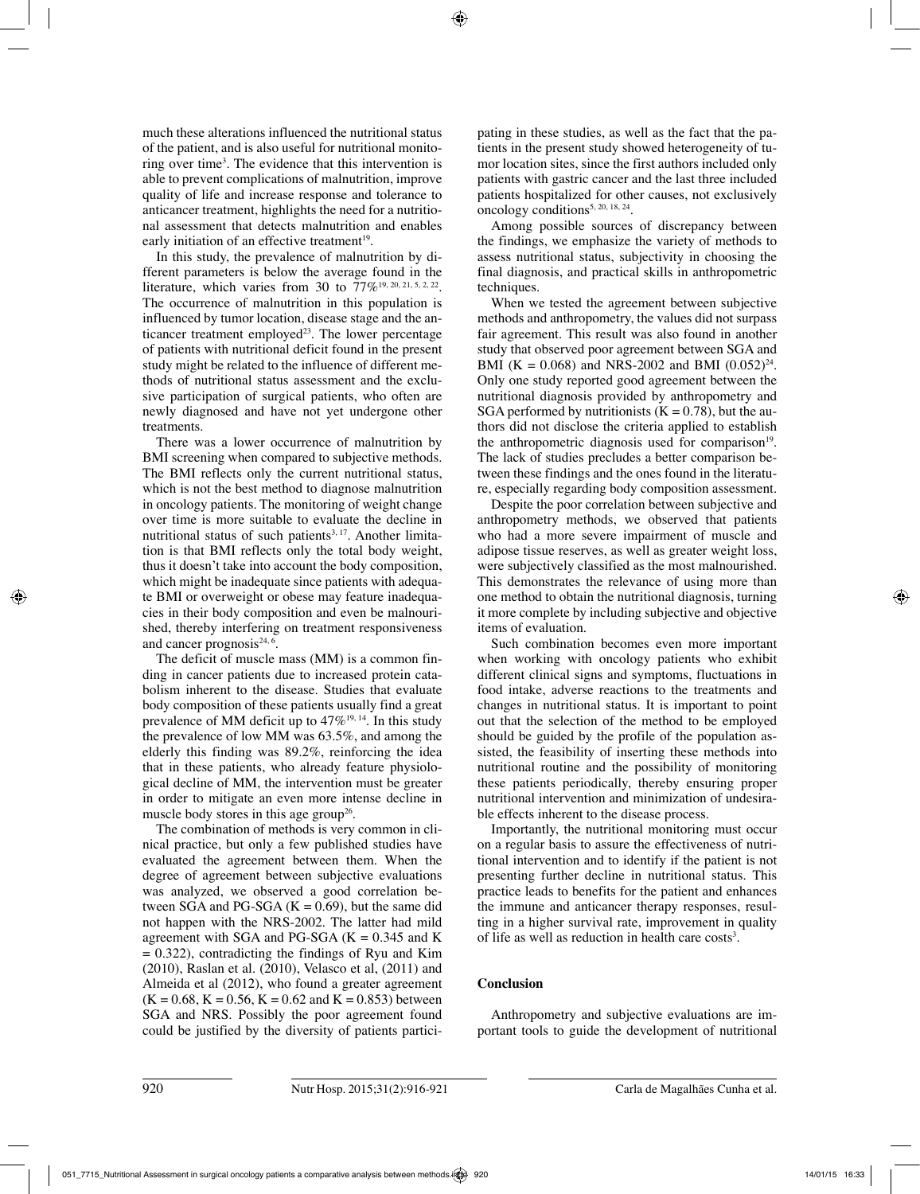much these alterations influenced the nutritional status of the patient, and is also useful for nutritional monitoring over time[3]. The evidence that this intervention is able to prevent complications of malnutrition, improve quality of life and increase response and tolerance to anticancer treatment, highlights the need for a nutritional assessment that detects malnutrition and enables early initiation of an effective treatment[19].

In this study, the prevalence of malnutrition by different parameters is below the average found in the literature, which varies from 30 to 77%[19, 20, 21, 5, 2, 22]. The occurrence of malnutrition in this population is influenced by tumor location, disease stage and the anticancer treatment employed[23]. The lower percentage of patients with nutritional deficit found in the present study might be related to the influence of different methods of nutritional status assessment and the exclusive participation of surgical patients, who often are newly diagnosed and have not yet undergone other treatments.

There was a lower occurrence of malnutrition by BMI screening when compared to subjective methods. The BMI reflects only the current nutritional status, which is not the best method to diagnose malnutrition in oncology patients. The monitoring of weight change over time is more suitable to evaluate the decline in nutritional status of such patients[3, 17]. Another limitation is that BMI reflects only the total body weight, thus it doesn't take into account the body composition, which might be inadequate since patients with adequate BMI or overweight or obese may feature inadequacies in their body composition and even be malnourished, thereby interfering on treatment responsiveness and cancer prognosis[24, 6].

The deficit of muscle mass (MM) is a common finding in cancer patients due to increased protein catabolism inherent to the disease. Studies that evaluate body composition of these patients usually find a great prevalence of MM deficit up to 47%[19, 14]. In this study the prevalence of low MM was 63.5%, and among the elderly this finding was 89.2%, reinforcing the idea that in these patients, who already feature physiological decline of MM, the intervention must be greater in order to mitigate an even more intense decline in muscle body stores in this age group[26].

The combination of methods is very common in clinical practice, but only a few published studies have evaluated the agreement between them. When the degree of agreement between subjective evaluations was analyzed, we observed a good correlation between SGA and PG-SGA (K = 0.69), but the same did not happen with the NRS-2002. The latter had mild agreement with SGA and PG-SGA (K = 0.345 and K = 0.322), contradicting the findings of Ryu and Kim (2010), Raslan et al. (2010), Velasco et al, (2011) and Almeida et al (2012), who found a greater agreement (K = 0.68, K = 0.56, K = 0.62 and K = 0.853) between SGA and NRS. Possibly the poor agreement found could be justified by the diversity of patients participating in these studies, as well as the fact that the patients in the present study showed heterogeneity of tumor location sites, since the first authors included only patients with gastric cancer and the last three included patients hospitalized for other causes, not exclusively oncology conditions[5, 20, 18, 24].

Among possible sources of discrepancy between the findings, we emphasize the variety of methods to assess nutritional status, subjectivity in choosing the final diagnosis, and practical skills in anthropometric techniques.

When we tested the agreement between subjective methods and anthropometry, the values did not surpass fair agreement. This result was also found in another study that observed poor agreement between SGA and BMI (K = 0.068) and NRS-2002 and BMI (0.052)[24]. Only one study reported good agreement between the nutritional diagnosis provided by anthropometry and SGA performed by nutritionists (K = 0.78), but the authors did not disclose the criteria applied to establish the anthropometric diagnosis used for comparison[19]. The lack of studies precludes a better comparison between these findings and the ones found in the literature, especially regarding body composition assessment.

Despite the poor correlation between subjective and anthropometric methods, we observed that patients who had a more severe impairment of muscle and adipose tissue reserves, as well as greater weight loss, were subjectively classified as the most malnourished. This demonstrates the relevance of using more than one method to obtain the nutritional diagnosis, turning it more complete by including subjective and objective items of evaluation.

Such combination becomes even more important when working with oncology patients who exhibit different clinical signs and symptoms, fluctuations in food intake, adverse reactions to the treatments and changes in nutritional status. It is important to point out that the selection of the method to be employed should be guided by the profile of the population assisted, the feasibility of inserting these methods into nutritional routine and the possibility of monitoring these patients periodically, thereby ensuring proper nutritional intervention and minimization of undesirable effects inherent to the disease process.

Importantly, the nutritional monitoring must occur on a regular basis to assure the effectiveness of nutritional intervention and to identify if the patient is not presenting further decline in nutritional status. This practice leads to benefits for the patient and enhances the immune and anticancer therapy responses, resulting in a higher survival rate, improvement in quality of life as well as reduction in health care costs[3].

## Conclusion

Anthropometry and subjective evaluations are important tools to guide the development of nutritional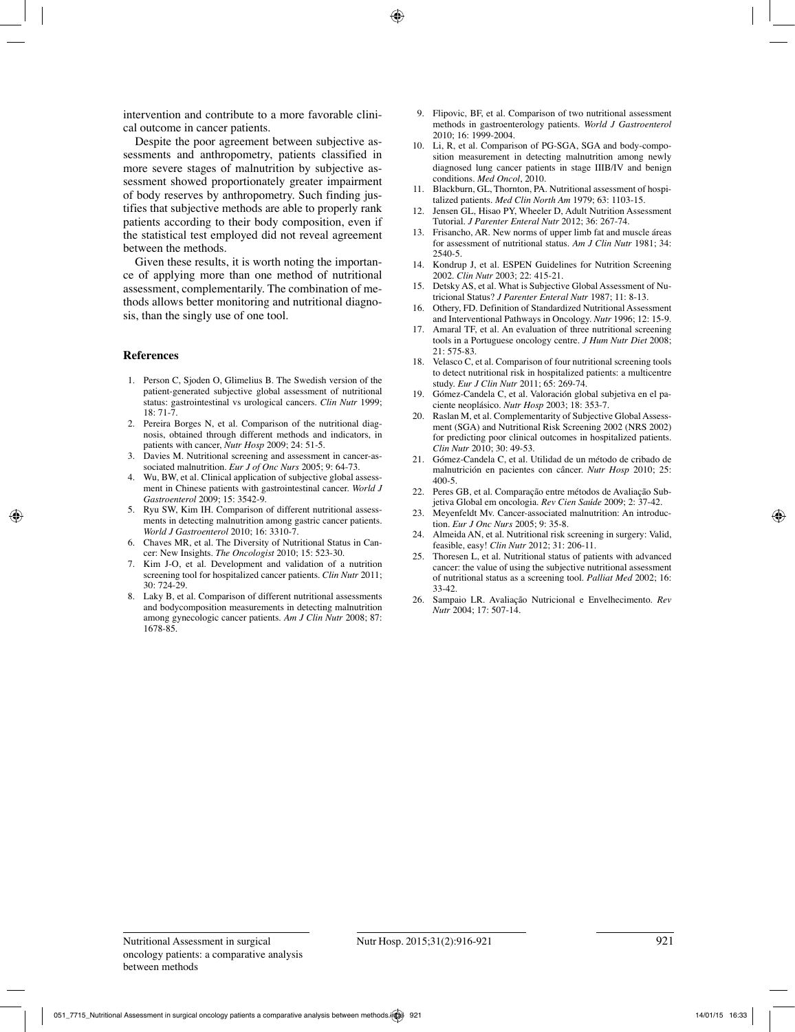intervention and contribute to a more favorable clinical outcome in cancer patients.

Despite the poor agreement between subjective assessments and anthropometry, patients classified in more severe stages of malnutrition by subjective assessment showed proportionately greater impairment of body reserves by anthropometry. Such finding justifies that subjective methods are able to properly rank patients according to their body composition, even if the statistical test employed did not reveal agreement between the methods.

Given these results, it is worth noting the importance of applying more than one method of nutritional assessment, complementarily. The combination of methods allows better monitoring and nutritional diagnosis, than the singly use of one tool.

## References

1. Person C, Sjoden O, Glimelius B. The Swedish version of the patient-generated subjective global assessment of nutritional status: gastrointestinal vs urological cancers. *Clin Nutr* 1999; 18: 71-7.
2. Pereira Borges N, et al. Comparison of the nutritional diagnosis, obtained through different methods and indicators, in patients with cancer, *Nutr Hosp* 2009; 24: 51-5.
3. Davies M. Nutritional screening and assessment in cancer-associated malnutrition. *Eur J of Onc Nurs* 2005; 9: 64-73.
4. Wu, BW, et al. Clinical application of subjective global assessment in Chinese patients with gastrointestinal cancer. *World J Gastroenterol* 2009; 15: 3542-9.
5. Ryu SW, Kim IH. Comparison of different nutritional assessments in detecting malnutrition among gastric cancer patients. *World J Gastroenterol* 2010; 16: 3310-7.
6. Chaves MR, et al. The Diversity of Nutritional Status in Cancer: New Insights. *The Oncologist* 2010; 15: 523-30.
7. Kim J-O, et al. Development and validation of a nutrition screening tool for hospitalized cancer patients. *Clin Nutr* 2011; 30: 724-29.
8. Laky B, et al. Comparison of different nutritional assessments and bodycomposition measurements in detecting malnutrition among gynecologic cancer patients. *Am J Clin Nutr* 2008; 87: 1678-85.
9. Flipovic, BF, et al. Comparison of two nutritional assessment methods in gastroenterology patients. *World J Gastroenterol* 2010; 16: 1999-2004.
10. Li, R, et al. Comparison of PG-SGA, SGA and body-composition measurement in detecting malnutrition among newly diagnosed lung cancer patients in stage IIIB/IV and benign conditions. *Med Oncol*, 2010.
11. Blackburn, GL, Thornton, PA. Nutritional assessment of hospitalized patients. *Med Clin North Am* 1979; 63: 1103-15.
12. Jensen GL, Hisao PY, Wheeler D, Adult Nutrition Assessment Tutorial. *J Parenter Enteral Nutr* 2012; 36: 267-74.
13. Frisancho, AR. New norms of upper limb fat and muscle áreas for assessment of nutritional status. *Am J Clin Nutr* 1981; 34: 2540-5.
14. Kondrup J, et al. ESPEN Guidelines for Nutrition Screening 2002. *Clin Nutr* 2003; 22: 415-21.
15. Detsky AS, et al. What is Subjective Global Assessment of Nutricional Status? *J Parenter Enteral Nutr* 1987; 11: 8-13.
16. Othery, FD. Definition of Standardized Nutritional Assessment and Interventional Pathways in Oncology. *Nutr* 1996; 12: 15-9.
17. Amaral TF, et al. An evaluation of three nutritional screening tools in a Portuguese oncology centre. *J Hum Nutr Diet* 2008; 21: 575-83.
18. Velasco C, et al. Comparison of four nutritional screening tools to detect nutritional risk in hospitalized patients: a multicentre study. *Eur J Clin Nutr* 2011; 65: 269-74.
19. Gómez-Candela C, et al. Valoración global subjetiva en el paciente neoplásico. *Nutr Hosp* 2003; 18: 353-7.
20. Raslan M, et al. Complementarity of Subjective Global Assessment (SGA) and Nutritional Risk Screening 2002 (NRS 2002) for predicting poor clinical outcomes in hospitalized patients. *Clin Nutr* 2010; 30: 49-53.
21. Gómez-Candela C, et al. Utilidad de un método de cribado de malnutrición en pacientes con câncer. *Nutr Hosp* 2010; 25: 400-5.
22. Peres GB, et al. Comparação entre métodos de Avaliação Subjetiva Global em oncologia. *Rev Cien Saúde* 2009; 2: 37-42.
23. Meyenfeldt Mv. Cancer-associated malnutrition: An introduction. *Eur J Onc Nurs* 2005; 9: 35-8.
24. Almeida AN, et al. Nutritional risk screening in surgery: Valid, feasible, easy! *Clin Nutr* 2012; 31: 206-11.
25. Thoresen L, et al. Nutritional status of patients with advanced cancer: the value of using the subjective nutritional assessment of nutritional status as a screening tool. *Palliat Med* 2002; 16: 33-42.
26. Sampaio LR. Avaliação Nutricional e Envelhecimento. *Rev Nutr* 2004; 17: 507-14.